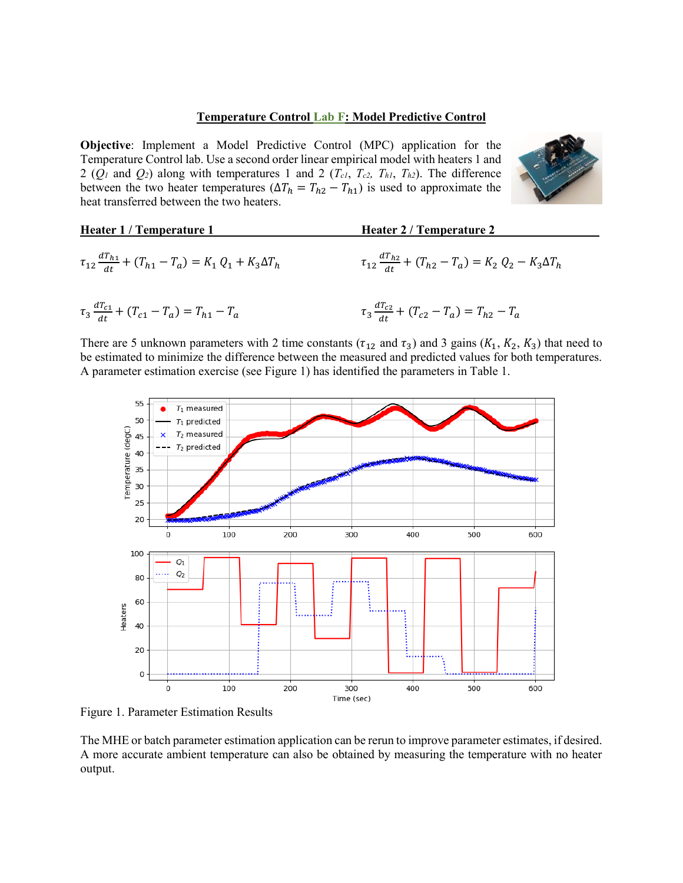# Temperature Control Lab F: Model Predictive Control

**Objective**: Implement a Model Predictive Control (MPC) application for the Temperature Control lab. Use a second order linear empirical model with heaters 1 and 2 ($Q_1$ and $Q_2$) along with temperatures 1 and 2 ($T_{c1}$, $T_{c2}$, $T_{h1}$, $T_{h2}$). The difference between the two heater temperatures ($\Delta T_h = T_{h2} - T_{h1}$) is used to approximate the heat transferred between the two heaters.

**Heater 1 / Temperature 1**

$$\tau_{12} \frac{dT_{h1}}{dt} + (T_{h1} - T_a) = K_1\, Q_1 + K_3 \Delta T_h$$

$$\tau_3 \frac{dT_{c1}}{dt} + (T_{c1} - T_a) = T_{h1} - T_a$$

**Heater 2 / Temperature 2**

$$\tau_{12} \frac{dT_{h2}}{dt} + (T_{h2} - T_a) = K_2\, Q_2 - K_3 \Delta T_h$$

$$\tau_3 \frac{dT_{c2}}{dt} + (T_{c2} - T_a) = T_{h2} - T_a$$

There are 5 unknown parameters with 2 time constants ($\tau_{12}$ and $\tau_3$) and 3 gains ($K_1$, $K_2$, $K_3$) that need to be estimated to minimize the difference between the measured and predicted values for both temperatures. A parameter estimation exercise (see Figure 1) has identified the parameters in Table 1.

Figure 1. Parameter Estimation Results

The MHE or batch parameter estimation application can be rerun to improve parameter estimates, if desired. A more accurate ambient temperature can also be obtained by measuring the temperature with no heater output.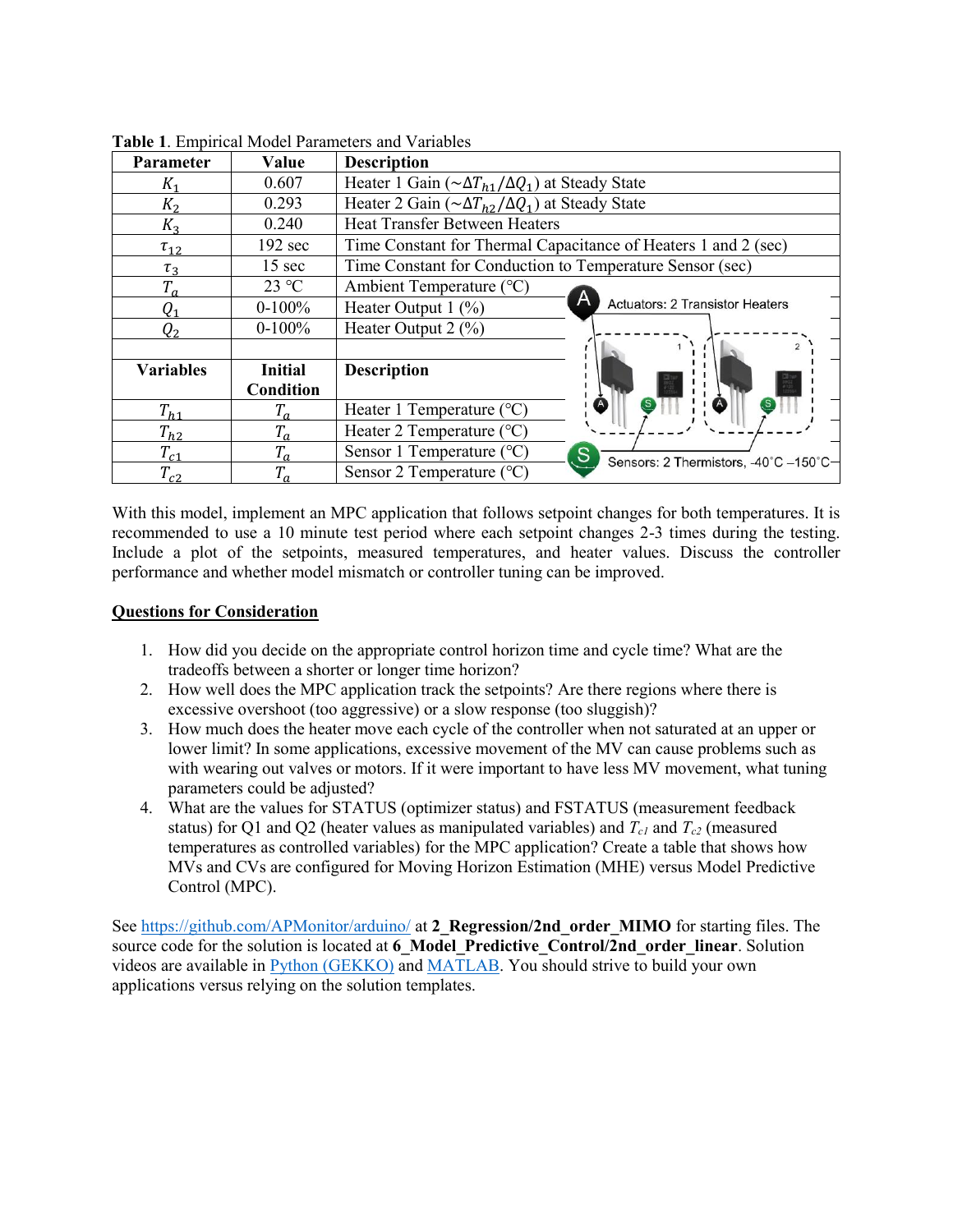**Table 1**. Empirical Model Parameters and Variables

| Parameter | Value | Description |
| --- | --- | --- |
| $K_1$ | 0.607 | Heater 1 Gain ($\sim\Delta T_{h1}/\Delta Q_1$) at Steady State |
| $K_2$ | 0.293 | Heater 2 Gain ($\sim\Delta T_{h2}/\Delta Q_1$) at Steady State |
| $K_3$ | 0.240 | Heat Transfer Between Heaters |
| $\tau_{12}$ | 192 sec | Time Constant for Thermal Capacitance of Heaters 1 and 2 (sec) |
| $\tau_3$ | 15 sec | Time Constant for Conduction to Temperature Sensor (sec) |
| $T_a$ | 23 °C | Ambient Temperature (°C) |
| $Q_1$ | 0-100% | Heater Output 1 (%) |
| $Q_2$ | 0-100% | Heater Output 2 (%) |
| | | |
| **Variables** | **Initial Condition** | **Description** |
| $T_{h1}$ | $T_a$ | Heater 1 Temperature (°C) |
| $T_{h2}$ | $T_a$ | Heater 2 Temperature (°C) |
| $T_{c1}$ | $T_a$ | Sensor 1 Temperature (°C) |
| $T_{c2}$ | $T_a$ | Sensor 2 Temperature (°C) |

A Actuators: 2 Transistor Heaters

S Sensors: 2 Thermistors, -40˚C –150˚C

With this model, implement an MPC application that follows setpoint changes for both temperatures. It is recommended to use a 10 minute test period where each setpoint changes 2-3 times during the testing. Include a plot of the setpoints, measured temperatures, and heater values. Discuss the controller performance and whether model mismatch or controller tuning can be improved.

## Questions for Consideration

1. How did you decide on the appropriate control horizon time and cycle time? What are the tradeoffs between a shorter or longer time horizon?
2. How well does the MPC application track the setpoints? Are there regions where there is excessive overshoot (too aggressive) or a slow response (too sluggish)?
3. How much does the heater move each cycle of the controller when not saturated at an upper or lower limit? In some applications, excessive movement of the MV can cause problems such as with wearing out valves or motors. If it were important to have less MV movement, what tuning parameters could be adjusted?
4. What are the values for STATUS (optimizer status) and FSTATUS (measurement feedback status) for Q1 and Q2 (heater values as manipulated variables) and $T_{c1}$ and $T_{c2}$ (measured temperatures as controlled variables) for the MPC application? Create a table that shows how MVs and CVs are configured for Moving Horizon Estimation (MHE) versus Model Predictive Control (MPC).

See https://github.com/APMonitor/arduino/ at **2_Regression/2nd_order_MIMO** for starting files. The source code for the solution is located at **6_Model_Predictive_Control/2nd_order_linear**. Solution videos are available in Python (GEKKO) and MATLAB. You should strive to build your own applications versus relying on the solution templates.